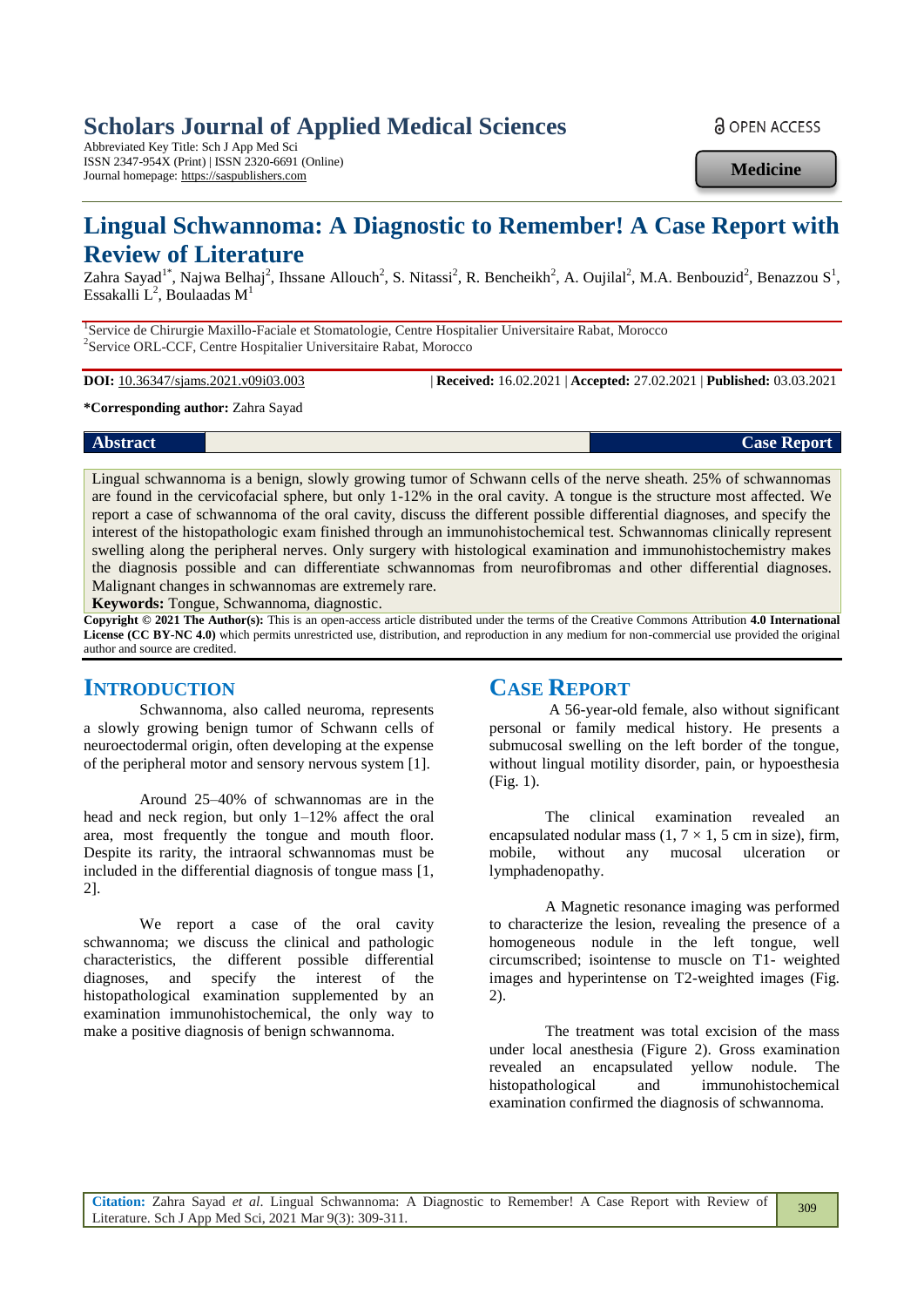# Scholars Journal of Applied Medical Sciences

Abbreviated Key Title: Sch J App Med Sci
ISSN 2347-954X (Print) | ISSN 2320-6691 (Online)
Journal homepage: https://saspublishers.com

OPEN ACCESS

**Medicine**

# Lingual Schwannoma: A Diagnostic to Remember! A Case Report with Review of Literature

Zahra Sayad[1*], Najwa Belhaj[2], Ihssane Allouch[2], S. Nitassi[2], R. Bencheikh[2], A. Oujilal[2], M.A. Benbouzid[2], Benazzou S[1], Essakalli L[2], Boulaadas M[1]

[1]Service de Chirurgie Maxillo-Faciale et Stomatologie, Centre Hospitalier Universitaire Rabat, Morocco
[2]Service ORL-CCF, Centre Hospitalier Universitaire Rabat, Morocco

**DOI:** 10.36347/sjams.2021.v09i03.003 | **Received:** 16.02.2021 | **Accepted:** 27.02.2021 | **Published:** 03.03.2021

**\*Corresponding author:** Zahra Sayad

**Abstract** **Case Report**

Lingual schwannoma is a benign, slowly growing tumor of Schwann cells of the nerve sheath. 25% of schwannomas are found in the cervicofacial sphere, but only 1-12% in the oral cavity. A tongue is the structure most affected. We report a case of schwannoma of the oral cavity, discuss the different possible differential diagnoses, and specify the interest of the histopathologic exam finished through an immunohistochemical test. Schwannomas clinically represent swelling along the peripheral nerves. Only surgery with histological examination and immunohistochemistry makes the diagnosis possible and can differentiate schwannomas from neurofibromas and other differential diagnoses. Malignant changes in schwannomas are extremely rare.

**Keywords:** Tongue, Schwannoma, diagnostic.

**Copyright © 2021 The Author(s):** This is an open-access article distributed under the terms of the Creative Commons Attribution **4.0 International License (CC BY-NC 4.0)** which permits unrestricted use, distribution, and reproduction in any medium for non-commercial use provided the original author and source are credited.

## INTRODUCTION

Schwannoma, also called neuroma, represents a slowly growing benign tumor of Schwann cells of neuroectodermal origin, often developing at the expense of the peripheral motor and sensory nervous system [1].

Around 25–40% of schwannomas are in the head and neck region, but only 1–12% affect the oral area, most frequently the tongue and mouth floor. Despite its rarity, the intraoral schwannomas must be included in the differential diagnosis of tongue mass [1, 2].

We report a case of the oral cavity schwannoma; we discuss the clinical and pathologic characteristics, the different possible differential diagnoses, and specify the interest of the histopathological examination supplemented by an examination immunohistochemical, the only way to make a positive diagnosis of benign schwannoma.

## CASE REPORT

A 56-year-old female, also without significant personal or family medical history. He presents a submucosal swelling on the left border of the tongue, without lingual motility disorder, pain, or hypoesthesia (Fig. 1).

The clinical examination revealed an encapsulated nodular mass (1, 7 × 1, 5 cm in size), firm, mobile, without any mucosal ulceration or lymphadenopathy.

A Magnetic resonance imaging was performed to characterize the lesion, revealing the presence of a homogeneous nodule in the left tongue, well circumscribed; isointense to muscle on T1- weighted images and hyperintense on T2-weighted images (Fig. 2).

The treatment was total excision of the mass under local anesthesia (Figure 2). Gross examination revealed an encapsulated yellow nodule. The histopathological and immunohistochemical examination confirmed the diagnosis of schwannoma.

**Citation:** Zahra Sayad *et al*. Lingual Schwannoma: A Diagnostic to Remember! A Case Report with Review of Literature. Sch J App Med Sci, 2021 Mar 9(3): 309-311.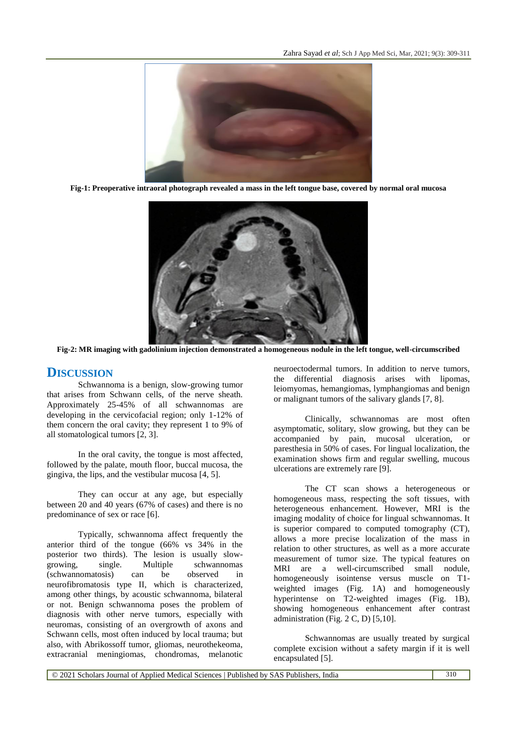Fig-1: Preoperative intraoral photograph revealed a mass in the left tongue base, covered by normal oral mucosa

Fig-2: MR imaging with gadolinium injection demonstrated a homogeneous nodule in the left tongue, well-circumscribed

## DISCUSSION

Schwannoma is a benign, slow-growing tumor that arises from Schwann cells, of the nerve sheath. Approximately 25-45% of all schwannomas are developing in the cervicofacial region; only 1-12% of them concern the oral cavity; they represent 1 to 9% of all stomatological tumors [2, 3].

In the oral cavity, the tongue is most affected, followed by the palate, mouth floor, buccal mucosa, the gingiva, the lips, and the vestibular mucosa [4, 5].

They can occur at any age, but especially between 20 and 40 years (67% of cases) and there is no predominance of sex or race [6].

Typically, schwannoma affect frequently the anterior third of the tongue (66% vs 34% in the posterior two thirds). The lesion is usually slow-growing, single. Multiple schwannomas (schwannomatosis) can be observed in neurofibromatosis type II, which is characterized, among other things, by acoustic schwannoma, bilateral or not. Benign schwannoma poses the problem of diagnosis with other nerve tumors, especially with neuromas, consisting of an overgrowth of axons and Schwann cells, most often induced by local trauma; but also, with Abrikossoff tumor, gliomas, neurothekeoma, extracranial meningiomas, chondromas, melanotic neuroectodermal tumors. In addition to nerve tumors, the differential diagnosis arises with lipomas, leiomyomas, hemangiomas, lymphangiomas and benign or malignant tumors of the salivary glands [7, 8].

Clinically, schwannomas are most often asymptomatic, solitary, slow growing, but they can be accompanied by pain, mucosal ulceration, or paresthesia in 50% of cases. For lingual localization, the examination shows firm and regular swelling, mucous ulcerations are extremely rare [9].

The CT scan shows a heterogeneous or homogeneous mass, respecting the soft tissues, with heterogeneous enhancement. However, MRI is the imaging modality of choice for lingual schwannomas. It is superior compared to computed tomography (CT), allows a more precise localization of the mass in relation to other structures, as well as a more accurate measurement of tumor size. The typical features on MRI are a well-circumscribed small nodule, homogeneously isointense versus muscle on T1-weighted images (Fig. 1A) and homogeneously hyperintense on T2-weighted images (Fig. 1B), showing homogeneous enhancement after contrast administration (Fig. 2 C, D) [5,10].

Schwannomas are usually treated by surgical complete excision without a safety margin if it is well encapsulated [5].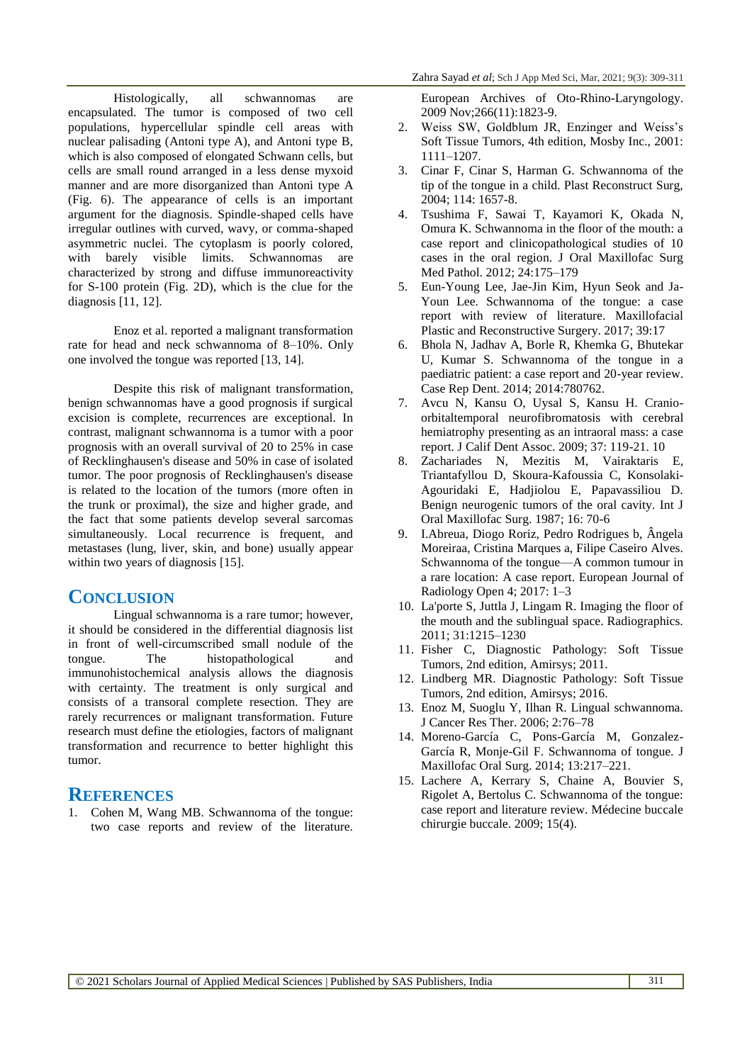Histologically, all schwannomas are encapsulated. The tumor is composed of two cell populations, hypercellular spindle cell areas with nuclear palisading (Antoni type A), and Antoni type B, which is also composed of elongated Schwann cells, but cells are small round arranged in a less dense myxoid manner and are more disorganized than Antoni type A (Fig. 6). The appearance of cells is an important argument for the diagnosis. Spindle-shaped cells have irregular outlines with curved, wavy, or comma-shaped asymmetric nuclei. The cytoplasm is poorly colored, with barely visible limits. Schwannomas are characterized by strong and diffuse immunoreactivity for S-100 protein (Fig. 2D), which is the clue for the diagnosis [11, 12].

Enoz et al. reported a malignant transformation rate for head and neck schwannoma of 8–10%. Only one involved the tongue was reported [13, 14].

Despite this risk of malignant transformation, benign schwannomas have a good prognosis if surgical excision is complete, recurrences are exceptional. In contrast, malignant schwannoma is a tumor with a poor prognosis with an overall survival of 20 to 25% in case of Recklinghausen's disease and 50% in case of isolated tumor. The poor prognosis of Recklinghausen's disease is related to the location of the tumors (more often in the trunk or proximal), the size and higher grade, and the fact that some patients develop several sarcomas simultaneously. Local recurrence is frequent, and metastases (lung, liver, skin, and bone) usually appear within two years of diagnosis [15].

## CONCLUSION

Lingual schwannoma is a rare tumor; however, it should be considered in the differential diagnosis list in front of well-circumscribed small nodule of the tongue. The histopathological and immunohistochemical analysis allows the diagnosis with certainty. The treatment is only surgical and consists of a transoral complete resection. They are rarely recurrences or malignant transformation. Future research must define the etiologies, factors of malignant transformation and recurrence to better highlight this tumor.

## REFERENCES

1. Cohen M, Wang MB. Schwannoma of the tongue: two case reports and review of the literature. European Archives of Oto-Rhino-Laryngology. 2009 Nov;266(11):1823-9.
2. Weiss SW, Goldblum JR, Enzinger and Weiss's Soft Tissue Tumors, 4th edition, Mosby Inc., 2001: 1111–1207.
3. Cinar F, Cinar S, Harman G. Schwannoma of the tip of the tongue in a child. Plast Reconstruct Surg, 2004; 114: 1657-8.
4. Tsushima F, Sawai T, Kayamori K, Okada N, Omura K. Schwannoma in the floor of the mouth: a case report and clinicopathological studies of 10 cases in the oral region. J Oral Maxillofac Surg Med Pathol. 2012; 24:175–179
5. Eun-Young Lee, Jae-Jin Kim, Hyun Seok and Ja-Youn Lee. Schwannoma of the tongue: a case report with review of literature. Maxillofacial Plastic and Reconstructive Surgery. 2017; 39:17
6. Bhola N, Jadhav A, Borle R, Khemka G, Bhutekar U, Kumar S. Schwannoma of the tongue in a paediatric patient: a case report and 20-year review. Case Rep Dent. 2014; 2014:780762.
7. Avcu N, Kansu O, Uysal S, Kansu H. Cranio-orbitaltemporal neurofibromatosis with cerebral hemiatrophy presenting as an intraoral mass: a case report. J Calif Dent Assoc. 2009; 37: 119-21. 10
8. Zachariades N, Mezitis M, Vairaktaris E, Triantafyllou D, Skoura-Kafoussia C, Konsolaki-Agouridaki E, Hadjiolou E, Papavassiliou D. Benign neurogenic tumors of the oral cavity. Int J Oral Maxillofac Surg. 1987; 16: 70-6
9. I.Abreua, Diogo Roriz, Pedro Rodrigues b, Ângela Moreiraa, Cristina Marques a, Filipe Caseiro Alves. Schwannoma of the tongue—A common tumour in a rare location: A case report. European Journal of Radiology Open 4; 2017: 1–3
10. La'porte S, Juttla J, Lingam R. Imaging the floor of the mouth and the sublingual space. Radiographics. 2011; 31:1215–1230
11. Fisher C, Diagnostic Pathology: Soft Tissue Tumors, 2nd edition, Amirsys; 2011.
12. Lindberg MR. Diagnostic Pathology: Soft Tissue Tumors, 2nd edition, Amirsys; 2016.
13. Enoz M, Suoglu Y, Ilhan R. Lingual schwannoma. J Cancer Res Ther. 2006; 2:76–78
14. Moreno-García C, Pons-García M, Gonzalez-García R, Monje-Gil F. Schwannoma of tongue. J Maxillofac Oral Surg. 2014; 13:217–221.
15. Lachere A, Kerrary S, Chaine A, Bouvier S, Rigolet A, Bertolus C. Schwannoma of the tongue: case report and literature review. Médecine buccale chirurgie buccale. 2009; 15(4).